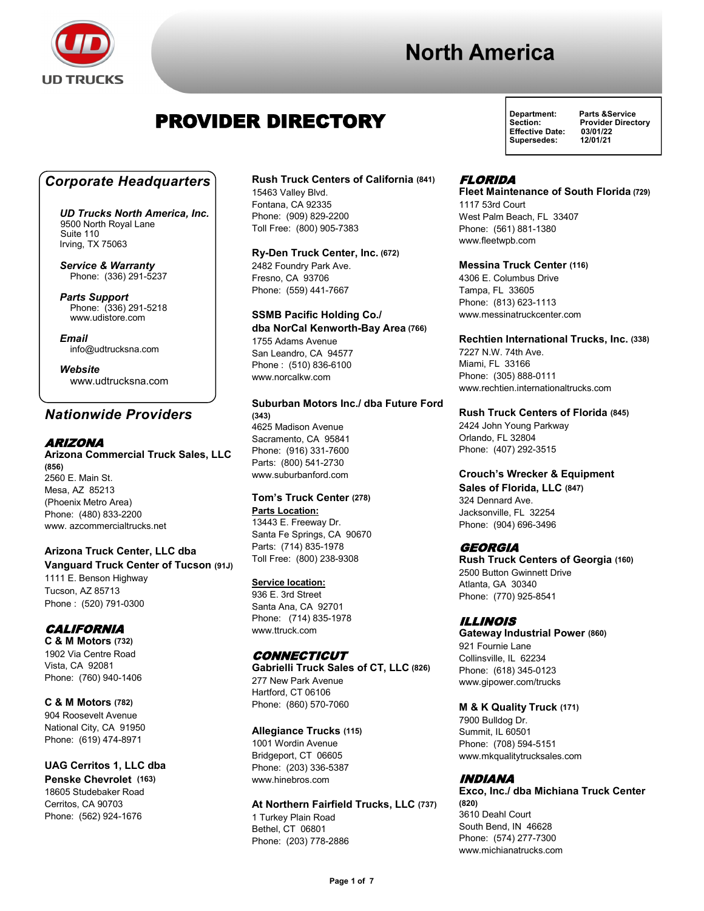# North America

# PROVIDER DIRECTORY

| | |
|---|---|
| Department: | Parts &Service |
| Section: | Provider Directory |
| Effective Date: | 03/01/22 |
| Supersedes: | 12/01/21 |

## *Corporate Headquarters*

***UD Trucks North America, Inc.***
9500 North Royal Lane
Suite 110
Irving, TX 75063

***Service & Warranty***
Phone: (336) 291-5237

***Parts Support***
Phone: (336) 291-5218
www.udistore.com

***Email***
info@udtrucksna.com

***Website***
www.udtrucksna.com

## *Nationwide Providers*

### *ARIZONA*

**Arizona Commercial Truck Sales, LLC (856)**
2560 E. Main St.
Mesa, AZ 85213
(Phoenix Metro Area)
Phone: (480) 833-2200
www. azcommercialtrucks.net

**Arizona Truck Center, LLC dba Vanguard Truck Center of Tucson (91J)**
1111 E. Benson Highway
Tucson, AZ 85713
Phone : (520) 791-0300

### *CALIFORNIA*

**C & M Motors (732)**
1902 Via Centre Road
Vista, CA 92081
Phone: (760) 940-1406

**C & M Motors (782)**
904 Roosevelt Avenue
National City, CA 91950
Phone: (619) 474-8971

**UAG Cerritos 1, LLC dba Penske Chevrolet (163)**
18605 Studebaker Road
Cerritos, CA 90703
Phone: (562) 924-1676

**Rush Truck Centers of California (841)**
15463 Valley Blvd.
Fontana, CA 92335
Phone: (909) 829-2200
Toll Free: (800) 905-7383

**Ry-Den Truck Center, Inc. (672)**
2482 Foundry Park Ave.
Fresno, CA 93706
Phone: (559) 441-7667

**SSMB Pacific Holding Co./ dba NorCal Kenworth-Bay Area (766)**
1755 Adams Avenue
San Leandro, CA 94577
Phone : (510) 836-6100
www.norcalkw.com

**Suburban Motors Inc./ dba Future Ford (343)**
4625 Madison Avenue
Sacramento, CA 95841
Phone: (916) 331-7600
Parts: (800) 541-2730
www.suburbanford.com

**Tom's Truck Center (278)**
**Parts Location:**
13443 E. Freeway Dr.
Santa Fe Springs, CA 90670
Parts: (714) 835-1978
Toll Free: (800) 238-9308

**Service location:**
936 E. 3rd Street
Santa Ana, CA 92701
Phone: (714) 835-1978
www.ttruck.com

### *CONNECTICUT*

**Gabrielli Truck Sales of CT, LLC (826)**
277 New Park Avenue
Hartford, CT 06106
Phone: (860) 570-7060

**Allegiance Trucks (115)**
1001 Wordin Avenue
Bridgeport, CT 06605
Phone: (203) 336-5387
www.hinebros.com

**At Northern Fairfield Trucks, LLC (737)**
1 Turkey Plain Road
Bethel, CT 06801
Phone: (203) 778-2886

### *FLORIDA*

**Fleet Maintenance of South Florida (729)**
1117 53rd Court
West Palm Beach, FL 33407
Phone: (561) 881-1380
www.fleetwpb.com

**Messina Truck Center (116)**
4306 E. Columbus Drive
Tampa, FL 33605
Phone: (813) 623-1113
www.messinatruckcenter.com

**Rechtien International Trucks, Inc. (338)**
7227 N.W. 74th Ave.
Miami, FL 33166
Phone: (305) 888-0111
www.rechtien.internationaltrucks.com

**Rush Truck Centers of Florida (845)**
2424 John Young Parkway
Orlando, FL 32804
Phone: (407) 292-3515

**Crouch's Wrecker & Equipment Sales of Florida, LLC (847)**
324 Dennard Ave.
Jacksonville, FL 32254
Phone: (904) 696-3496

### *GEORGIA*

**Rush Truck Centers of Georgia (160)**
2500 Button Gwinnett Drive
Atlanta, GA 30340
Phone: (770) 925-8541

### *ILLINOIS*

**Gateway Industrial Power (860)**
921 Fournie Lane
Collinsville, IL 62234
Phone: (618) 345-0123
www.gipower.com/trucks

**M & K Quality Truck (171)**
7900 Bulldog Dr.
Summit, IL 60501
Phone: (708) 594-5151
www.mkqualitytrucksales.com

### *INDIANA*

**Exco, Inc./ dba Michiana Truck Center (820)**
3610 Deahl Court
South Bend, IN 46628
Phone: (574) 277-7300
www.michianatrucks.com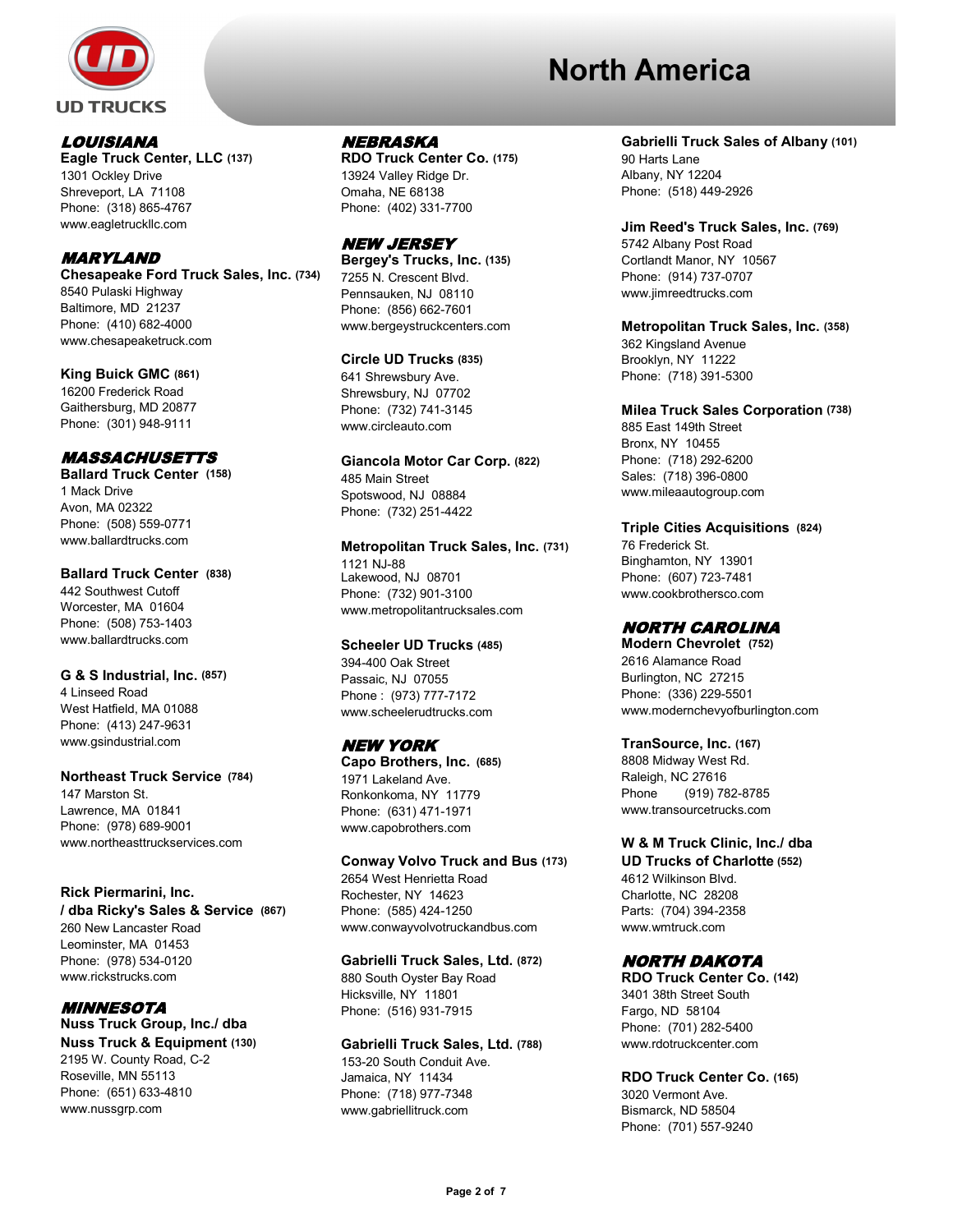# North America

## LOUISIANA

**Eagle Truck Center, LLC (137)**
1301 Ockley Drive
Shreveport, LA 71108
Phone: (318) 865-4767
www.eagletruckllc.com

## MARYLAND

**Chesapeake Ford Truck Sales, Inc. (734)**
8540 Pulaski Highway
Baltimore, MD 21237
Phone: (410) 682-4000
www.chesapeaketruck.com

**King Buick GMC (861)**
16200 Frederick Road
Gaithersburg, MD 20877
Phone: (301) 948-9111

## MASSACHUSETTS

**Ballard Truck Center (158)**
1 Mack Drive
Avon, MA 02322
Phone: (508) 559-0771
www.ballardtrucks.com

**Ballard Truck Center (838)**
442 Southwest Cutoff
Worcester, MA 01604
Phone: (508) 753-1403
www.ballardtrucks.com

**G & S Industrial, Inc. (857)**
4 Linseed Road
West Hatfield, MA 01088
Phone: (413) 247-9631
www.gsindustrial.com

**Northeast Truck Service (784)**
147 Marston St.
Lawrence, MA 01841
Phone: (978) 689-9001
www.northeasttruckservices.com

**Rick Piermarini, Inc.
/ dba Ricky's Sales & Service (867)**
260 New Lancaster Road
Leominster, MA 01453
Phone: (978) 534-0120
www.rickstrucks.com

## MINNESOTA

**Nuss Truck Group, Inc./ dba
Nuss Truck & Equipment (130)**
2195 W. County Road, C-2
Roseville, MN 55113
Phone: (651) 633-4810
www.nussgrp.com

## NEBRASKA

**RDO Truck Center Co. (175)**
13924 Valley Ridge Dr.
Omaha, NE 68138
Phone: (402) 331-7700

## NEW JERSEY

**Bergey's Trucks, Inc. (135)**
7255 N. Crescent Blvd.
Pennsauken, NJ 08110
Phone: (856) 662-7601
www.bergeystruckcenters.com

**Circle UD Trucks (835)**
641 Shrewsbury Ave.
Shrewsbury, NJ 07702
Phone: (732) 741-3145
www.circleauto.com

**Giancola Motor Car Corp. (822)**
485 Main Street
Spotswood, NJ 08884
Phone: (732) 251-4422

**Metropolitan Truck Sales, Inc. (731)**
1121 NJ-88
Lakewood, NJ 08701
Phone: (732) 901-3100
www.metropolitantrucksales.com

**Scheeler UD Trucks (485)**
394-400 Oak Street
Passaic, NJ 07055
Phone : (973) 777-7172
www.scheelerudtrucks.com

## NEW YORK

**Capo Brothers, Inc. (685)**
1971 Lakeland Ave.
Ronkonkoma, NY 11779
Phone: (631) 471-1971
www.capobrothers.com

**Conway Volvo Truck and Bus (173)**
2654 West Henrietta Road
Rochester, NY 14623
Phone: (585) 424-1250
www.conwayvolvotruckandbus.com

**Gabrielli Truck Sales, Ltd. (872)**
880 South Oyster Bay Road
Hicksville, NY 11801
Phone: (516) 931-7915

**Gabrielli Truck Sales, Ltd. (788)**
153-20 South Conduit Ave.
Jamaica, NY 11434
Phone: (718) 977-7348
www.gabriellitruck.com

**Gabrielli Truck Sales of Albany (101)**
90 Harts Lane
Albany, NY 12204
Phone: (518) 449-2926

**Jim Reed's Truck Sales, Inc. (769)**
5742 Albany Post Road
Cortlandt Manor, NY 10567
Phone: (914) 737-0707
www.jimreedtrucks.com

**Metropolitan Truck Sales, Inc. (358)**
362 Kingsland Avenue
Brooklyn, NY 11222
Phone: (718) 391-5300

**Milea Truck Sales Corporation (738)**
885 East 149th Street
Bronx, NY 10455
Phone: (718) 292-6200
Sales: (718) 396-0800
www.mileaautogroup.com

**Triple Cities Acquisitions (824)**
76 Frederick St.
Binghamton, NY 13901
Phone: (607) 723-7481
www.cookbrothersco.com

## NORTH CAROLINA

**Modern Chevrolet (752)**
2616 Alamance Road
Burlington, NC 27215
Phone: (336) 229-5501
www.modernchevyofburlington.com

**TranSource, Inc. (167)**
8808 Midway West Rd.
Raleigh, NC 27616
Phone (919) 782-8785
www.transourcetrucks.com

**W & M Truck Clinic, Inc./ dba
UD Trucks of Charlotte (552)**
4612 Wilkinson Blvd.
Charlotte, NC 28208
Parts: (704) 394-2358
www.wmtruck.com

## NORTH DAKOTA

**RDO Truck Center Co. (142)**
3401 38th Street South
Fargo, ND 58104
Phone: (701) 282-5400
www.rdotruckcenter.com

**RDO Truck Center Co. (165)**
3020 Vermont Ave.
Bismarck, ND 58504
Phone: (701) 557-9240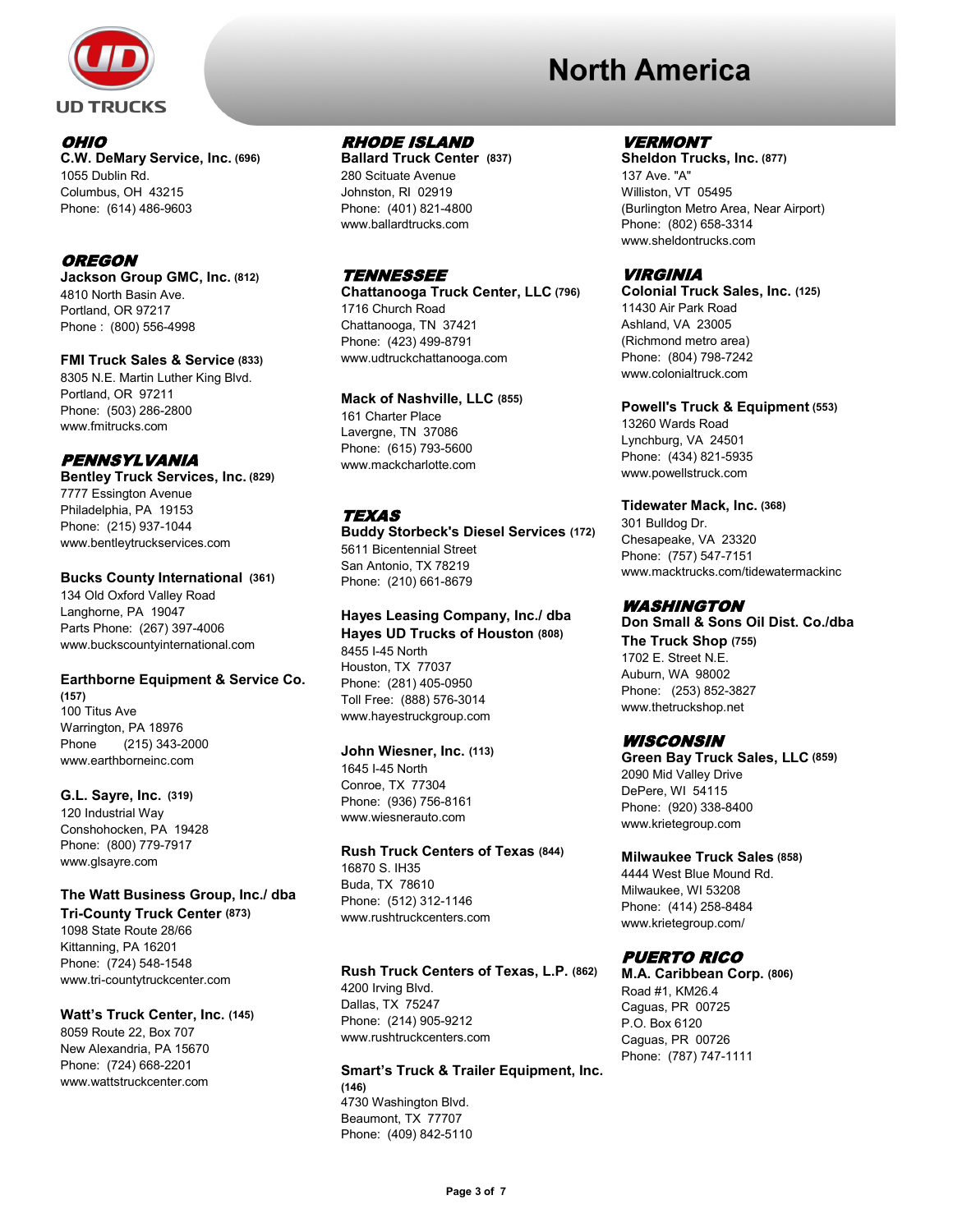# North America

## OHIO

**C.W. DeMary Service, Inc. (696)**
1055 Dublin Rd.
Columbus, OH 43215
Phone: (614) 486-9603

## OREGON

**Jackson Group GMC, Inc. (812)**
4810 North Basin Ave.
Portland, OR 97217
Phone : (800) 556-4998

**FMI Truck Sales & Service (833)**
8305 N.E. Martin Luther King Blvd.
Portland, OR 97211
Phone: (503) 286-2800
www.fmitrucks.com

## PENNSYLVANIA

**Bentley Truck Services, Inc. (829)**
7777 Essington Avenue
Philadelphia, PA 19153
Phone: (215) 937-1044
www.bentleytruckservices.com

**Bucks County International (361)**
134 Old Oxford Valley Road
Langhorne, PA 19047
Parts Phone: (267) 397-4006
www.buckscountyinternational.com

**Earthborne Equipment & Service Co. (157)**
100 Titus Ave
Warrington, PA 18976
Phone (215) 343-2000
www.earthborneinc.com

**G.L. Sayre, Inc. (319)**
120 Industrial Way
Conshohocken, PA 19428
Phone: (800) 779-7917
www.glsayre.com

**The Watt Business Group, Inc./ dba Tri-County Truck Center (873)**
1098 State Route 28/66
Kittanning, PA 16201
Phone: (724) 548-1548
www.tri-countytruckcenter.com

**Watt's Truck Center, Inc. (145)**
8059 Route 22, Box 707
New Alexandria, PA 15670
Phone: (724) 668-2201
www.wattstruckcenter.com

## RHODE ISLAND

**Ballard Truck Center (837)**
280 Scituate Avenue
Johnston, RI 02919
Phone: (401) 821-4800
www.ballardtrucks.com

## TENNESSEE

**Chattanooga Truck Center, LLC (796)**
1716 Church Road
Chattanooga, TN 37421
Phone: (423) 499-8791
www.udtruckchattanooga.com

**Mack of Nashville, LLC (855)**
161 Charter Place
Lavergne, TN 37086
Phone: (615) 793-5600
www.mackcharlotte.com

## TEXAS

**Buddy Storbeck's Diesel Services (172)**
5611 Bicentennial Street
San Antonio, TX 78219
Phone: (210) 661-8679

**Hayes Leasing Company, Inc./ dba Hayes UD Trucks of Houston (808)**
8455 I-45 North
Houston, TX 77037
Phone: (281) 405-0950
Toll Free: (888) 576-3014
www.hayestruckgroup.com

**John Wiesner, Inc. (113)**
1645 I-45 North
Conroe, TX 77304
Phone: (936) 756-8161
www.wiesnerauto.com

**Rush Truck Centers of Texas (844)**
16870 S. IH35
Buda, TX 78610
Phone: (512) 312-1146
www.rushtruckcenters.com

**Rush Truck Centers of Texas, L.P. (862)**
4200 Irving Blvd.
Dallas, TX 75247
Phone: (214) 905-9212
www.rushtruckcenters.com

**Smart's Truck & Trailer Equipment, Inc. (146)**
4730 Washington Blvd.
Beaumont, TX 77707
Phone: (409) 842-5110

## VERMONT

**Sheldon Trucks, Inc. (877)**
137 Ave. "A"
Williston, VT 05495
(Burlington Metro Area, Near Airport)
Phone: (802) 658-3314
www.sheldontrucks.com

## VIRGINIA

**Colonial Truck Sales, Inc. (125)**
11430 Air Park Road
Ashland, VA 23005
(Richmond metro area)
Phone: (804) 798-7242
www.colonialtruck.com

**Powell's Truck & Equipment (553)**
13260 Wards Road
Lynchburg, VA 24501
Phone: (434) 821-5935
www.powellstruck.com

**Tidewater Mack, Inc. (368)**
301 Bulldog Dr.
Chesapeake, VA 23320
Phone: (757) 547-7151
www.macktrucks.com/tidewatermackinc

## WASHINGTON

**Don Small & Sons Oil Dist. Co./dba The Truck Shop (755)**
1702 E. Street N.E.
Auburn, WA 98002
Phone: (253) 852-3827
www.thetruckshop.net

## WISCONSIN

**Green Bay Truck Sales, LLC (859)**
2090 Mid Valley Drive
DePere, WI 54115
Phone: (920) 338-8400
www.krietegroup.com

**Milwaukee Truck Sales (858)**
4444 West Blue Mound Rd.
Milwaukee, WI 53208
Phone: (414) 258-8484
www.krietegroup.com/

## PUERTO RICO

**M.A. Caribbean Corp. (806)**
Road #1, KM26.4
Caguas, PR 00725
P.O. Box 6120
Caguas, PR 00726
Phone: (787) 747-1111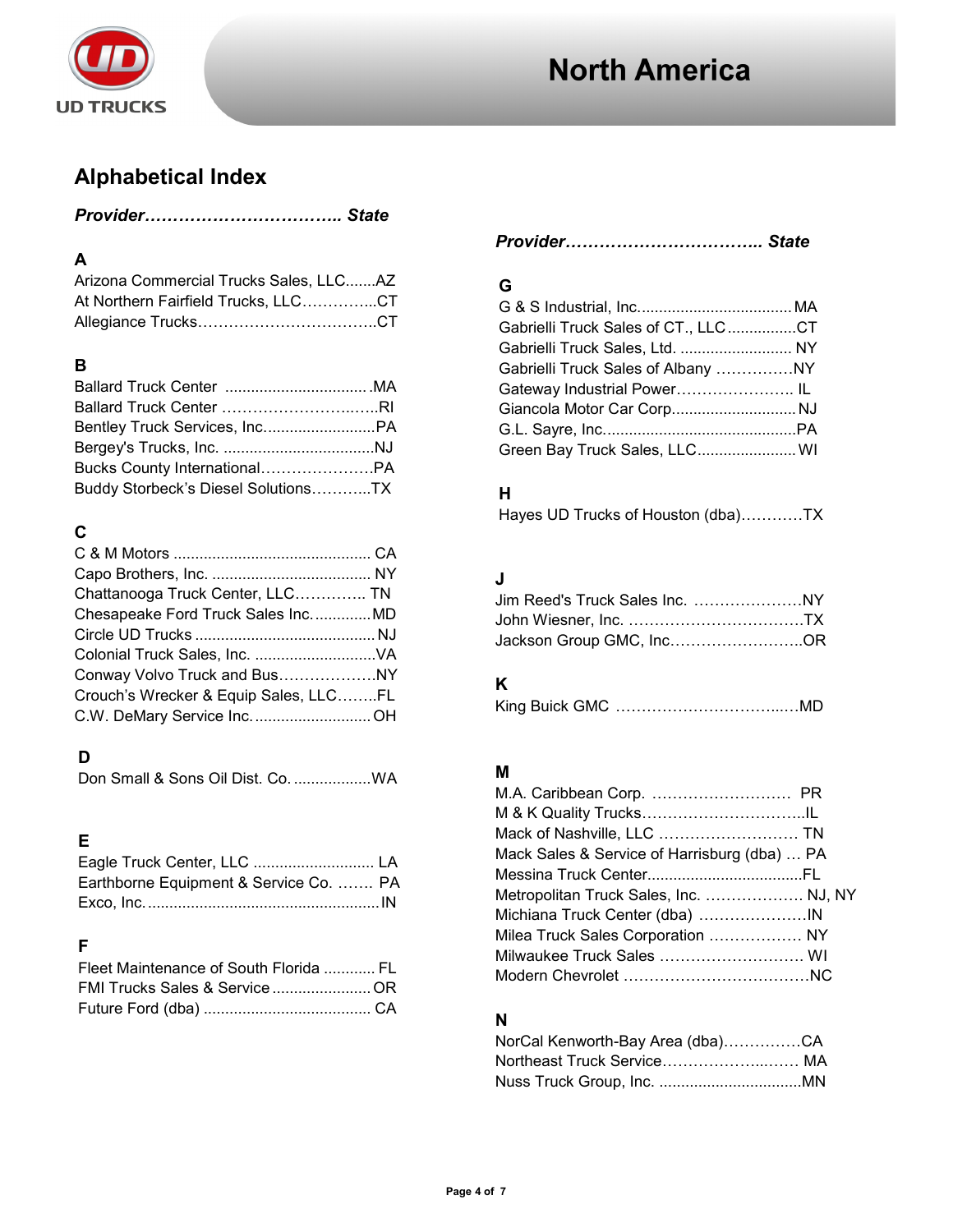# North America

## Alphabetical Index

***Provider…………………………….. State***

### A

Arizona Commercial Trucks Sales, LLC.......AZ
At Northern Fairfield Trucks, LLC…………...CT
Allegiance Trucks……………………………..CT

### B

Ballard Truck Center .................................MA
Ballard Truck Center …………………….…..RI
Bentley Truck Services, Inc..........................PA
Bergey's Trucks, Inc. ...................................NJ
Bucks County International………………….PA
Buddy Storbeck's Diesel Solutions………...TX

### C

C & M Motors .............................................. CA
Capo Brothers, Inc. ..................................... NY
Chattanooga Truck Center, LLC………….. TN
Chesapeake Ford Truck Sales Inc..............MD
Circle UD Trucks ..........................................NJ
Colonial Truck Sales, Inc. ............................VA
Conway Volvo Truck and Bus……………….NY
Crouch's Wrecker & Equip Sales, LLC……..FL
C.W. DeMary Service Inc............................OH

### D

Don Small & Sons Oil Dist. Co. ..................WA

### E

Eagle Truck Center, LLC ............................ LA
Earthborne Equipment & Service Co. ……. PA
Exco, Inc.......................................................IN

### F

Fleet Maintenance of South Florida ............ FL
FMI Trucks Sales & Service .......................OR
Future Ford (dba) ....................................... CA

***Provider…………………………….. State***

### G

G & S Industrial, Inc....................................MA
Gabrielli Truck Sales of CT., LLC................CT
Gabrielli Truck Sales, Ltd. .......................... NY
Gabrielli Truck Sales of Albany ……………NY
Gateway Industrial Power………………….. IL
Giancola Motor Car Corp.............................NJ
G.L. Sayre, Inc.............................................PA
Green Bay Truck Sales, LLC.......................WI

### H

Hayes UD Trucks of Houston (dba)…………TX

### J

Jim Reed's Truck Sales Inc. …………………NY
John Wiesner, Inc. ……………………………TX
Jackson Group GMC, Inc……………………..OR

### K

King Buick GMC …………………………..….MD

### M

M.A. Caribbean Corp. ……………………… PR
M & K Quality Trucks…………………………..IL
Mack of Nashville, LLC ……………………… TN
Mack Sales & Service of Harrisburg (dba) … PA
Messina Truck Center....................................FL
Metropolitan Truck Sales, Inc. ………………. NJ, NY
Michiana Truck Center (dba) …………………IN
Milea Truck Sales Corporation ……………… NY
Milwaukee Truck Sales ………………………. WI
Modern Chevrolet ………………………………NC

### N

NorCal Kenworth-Bay Area (dba)……………CA
Northeast Truck Service……………….…… MA
Nuss Truck Group, Inc. .................................MN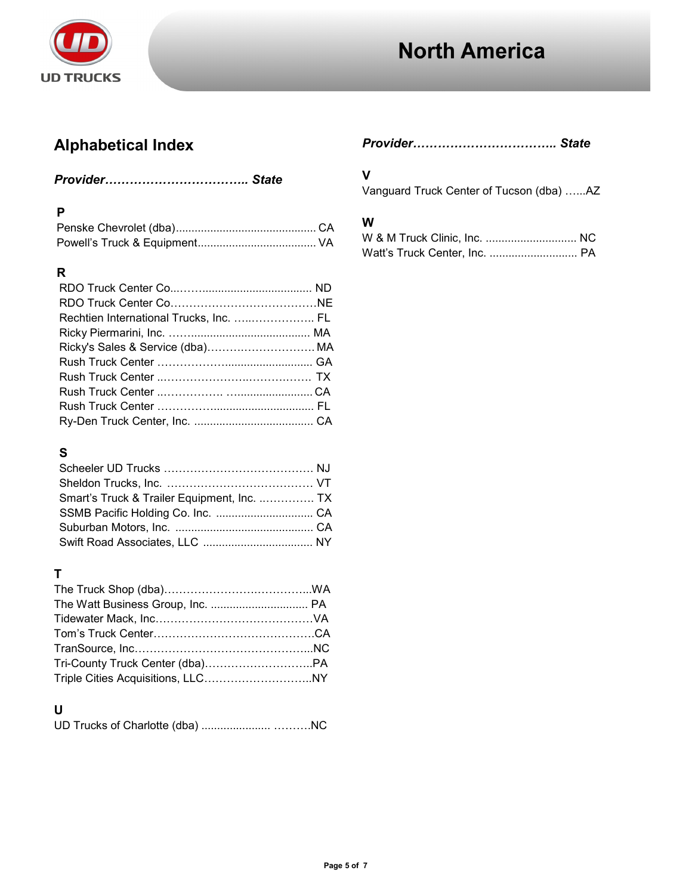# North America

## Alphabetical Index

| Provider | State |
|---|---|
| **P** | |
| Penske Chevrolet (dba) | CA |
| Powell's Truck & Equipment | VA |
| **R** | |
| RDO Truck Center Co. | ND |
| RDO Truck Center Co. | NE |
| Rechtien International Trucks, Inc. | FL |
| Ricky Piermarini, Inc. | MA |
| Ricky's Sales & Service (dba) | MA |
| Rush Truck Center | GA |
| Rush Truck Center | TX |
| Rush Truck Center | CA |
| Rush Truck Center | FL |
| Ry-Den Truck Center, Inc. | CA |
| **S** | |
| Scheeler UD Trucks | NJ |
| Sheldon Trucks, Inc. | VT |
| Smart's Truck & Trailer Equipment, Inc. | TX |
| SSMB Pacific Holding Co. Inc. | CA |
| Suburban Motors, Inc. | CA |
| Swift Road Associates, LLC | NY |
| **T** | |
| The Truck Shop (dba) | WA |
| The Watt Business Group, Inc. | PA |
| Tidewater Mack, Inc. | VA |
| Tom's Truck Center | CA |
| TranSource, Inc. | NC |
| Tri-County Truck Center (dba) | PA |
| Triple Cities Acquisitions, LLC | NY |
| **U** | |
| UD Trucks of Charlotte (dba) | NC |
| **V** | |
| Vanguard Truck Center of Tucson (dba) | AZ |
| **W** | |
| W & M Truck Clinic, Inc. | NC |
| Watt's Truck Center, Inc. | PA |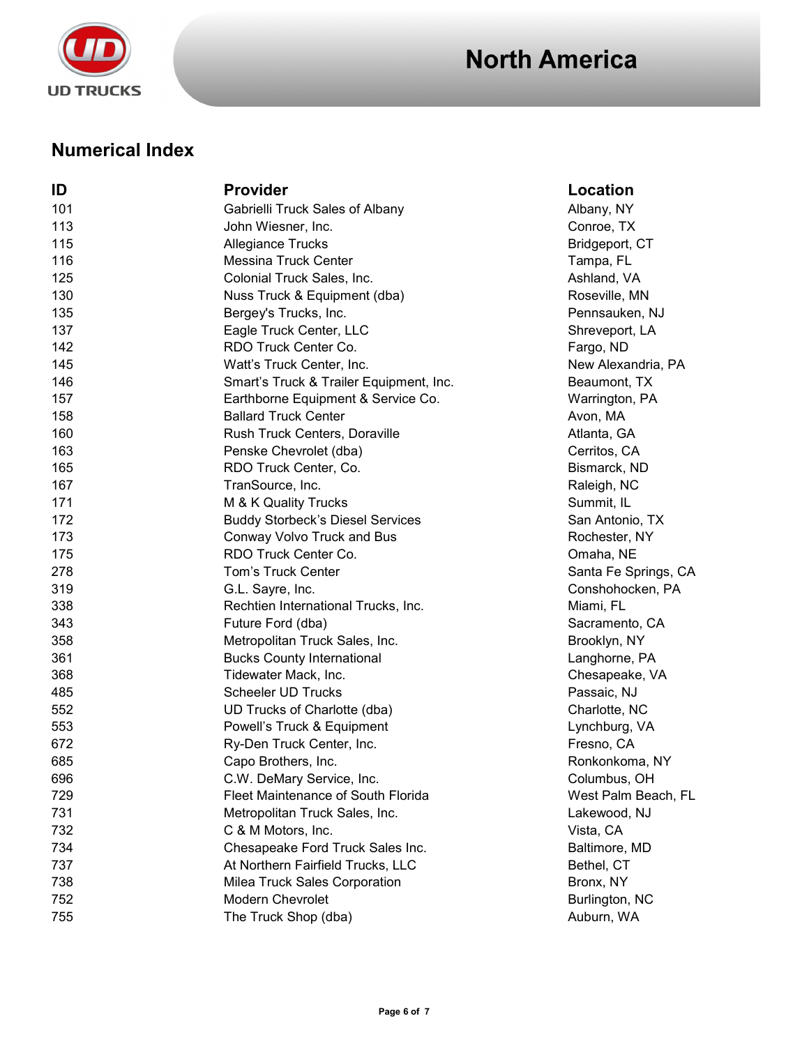# North America

## Numerical Index

| ID | Provider | Location |
|---|---|---|
| 101 | Gabrielli Truck Sales of Albany | Albany, NY |
| 113 | John Wiesner, Inc. | Conroe, TX |
| 115 | Allegiance Trucks | Bridgeport, CT |
| 116 | Messina Truck Center | Tampa, FL |
| 125 | Colonial Truck Sales, Inc. | Ashland, VA |
| 130 | Nuss Truck & Equipment (dba) | Roseville, MN |
| 135 | Bergey's Trucks, Inc. | Pennsauken, NJ |
| 137 | Eagle Truck Center, LLC | Shreveport, LA |
| 142 | RDO Truck Center Co. | Fargo, ND |
| 145 | Watt's Truck Center, Inc. | New Alexandria, PA |
| 146 | Smart's Truck & Trailer Equipment, Inc. | Beaumont, TX |
| 157 | Earthborne Equipment & Service Co. | Warrington, PA |
| 158 | Ballard Truck Center | Avon, MA |
| 160 | Rush Truck Centers, Doraville | Atlanta, GA |
| 163 | Penske Chevrolet (dba) | Cerritos, CA |
| 165 | RDO Truck Center, Co. | Bismarck, ND |
| 167 | TranSource, Inc. | Raleigh, NC |
| 171 | M & K Quality Trucks | Summit, IL |
| 172 | Buddy Storbeck's Diesel Services | San Antonio, TX |
| 173 | Conway Volvo Truck and Bus | Rochester, NY |
| 175 | RDO Truck Center Co. | Omaha, NE |
| 278 | Tom's Truck Center | Santa Fe Springs, CA |
| 319 | G.L. Sayre, Inc. | Conshohocken, PA |
| 338 | Rechtien International Trucks, Inc. | Miami, FL |
| 343 | Future Ford (dba) | Sacramento, CA |
| 358 | Metropolitan Truck Sales, Inc. | Brooklyn, NY |
| 361 | Bucks County International | Langhorne, PA |
| 368 | Tidewater Mack, Inc. | Chesapeake, VA |
| 485 | Scheeler UD Trucks | Passaic, NJ |
| 552 | UD Trucks of Charlotte (dba) | Charlotte, NC |
| 553 | Powell's Truck & Equipment | Lynchburg, VA |
| 672 | Ry-Den Truck Center, Inc. | Fresno, CA |
| 685 | Capo Brothers, Inc. | Ronkonkoma, NY |
| 696 | C.W. DeMary Service, Inc. | Columbus, OH |
| 729 | Fleet Maintenance of South Florida | West Palm Beach, FL |
| 731 | Metropolitan Truck Sales, Inc. | Lakewood, NJ |
| 732 | C & M Motors, Inc. | Vista, CA |
| 734 | Chesapeake Ford Truck Sales Inc. | Baltimore, MD |
| 737 | At Northern Fairfield Trucks, LLC | Bethel, CT |
| 738 | Milea Truck Sales Corporation | Bronx, NY |
| 752 | Modern Chevrolet | Burlington, NC |
| 755 | The Truck Shop (dba) | Auburn, WA |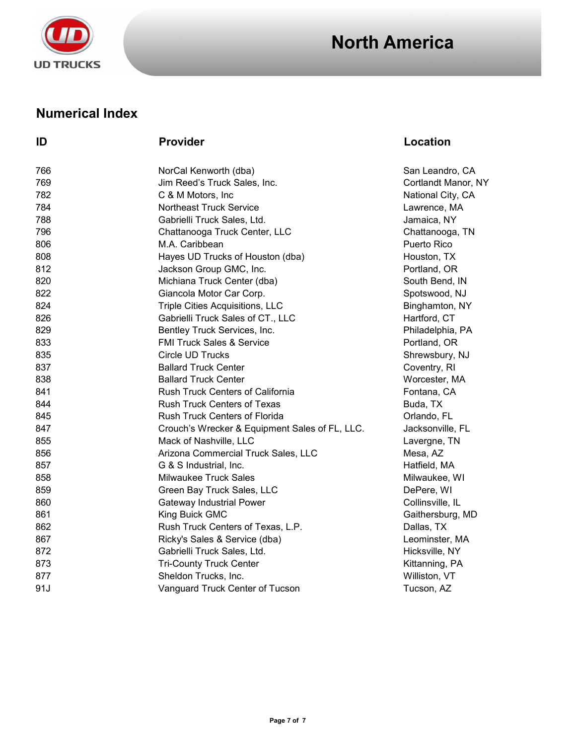## North America

### Numerical Index

| ID | Provider | Location |
|---|---|---|
| 766 | NorCal Kenworth (dba) | San Leandro, CA |
| 769 | Jim Reed’s Truck Sales, Inc. | Cortlandt Manor, NY |
| 782 | C & M Motors, Inc | National City, CA |
| 784 | Northeast Truck Service | Lawrence, MA |
| 788 | Gabrielli Truck Sales, Ltd. | Jamaica, NY |
| 796 | Chattanooga Truck Center, LLC | Chattanooga, TN |
| 806 | M.A. Caribbean | Puerto Rico |
| 808 | Hayes UD Trucks of Houston (dba) | Houston, TX |
| 812 | Jackson Group GMC, Inc. | Portland, OR |
| 820 | Michiana Truck Center (dba) | South Bend, IN |
| 822 | Giancola Motor Car Corp. | Spotswood, NJ |
| 824 | Triple Cities Acquisitions, LLC | Binghamton, NY |
| 826 | Gabrielli Truck Sales of CT., LLC | Hartford, CT |
| 829 | Bentley Truck Services, Inc. | Philadelphia, PA |
| 833 | FMI Truck Sales & Service | Portland, OR |
| 835 | Circle UD Trucks | Shrewsbury, NJ |
| 837 | Ballard Truck Center | Coventry, RI |
| 838 | Ballard Truck Center | Worcester, MA |
| 841 | Rush Truck Centers of California | Fontana, CA |
| 844 | Rush Truck Centers of Texas | Buda, TX |
| 845 | Rush Truck Centers of Florida | Orlando, FL |
| 847 | Crouch’s Wrecker & Equipment Sales of FL, LLC. | Jacksonville, FL |
| 855 | Mack of Nashville, LLC | Lavergne, TN |
| 856 | Arizona Commercial Truck Sales, LLC | Mesa, AZ |
| 857 | G & S Industrial, Inc. | Hatfield, MA |
| 858 | Milwaukee Truck Sales | Milwaukee, WI |
| 859 | Green Bay Truck Sales, LLC | DePere, WI |
| 860 | Gateway Industrial Power | Collinsville, IL |
| 861 | King Buick GMC | Gaithersburg, MD |
| 862 | Rush Truck Centers of Texas, L.P. | Dallas, TX |
| 867 | Ricky's Sales & Service (dba) | Leominster, MA |
| 872 | Gabrielli Truck Sales, Ltd. | Hicksville, NY |
| 873 | Tri-County Truck Center | Kittanning, PA |
| 877 | Sheldon Trucks, Inc. | Williston, VT |
| 91J | Vanguard Truck Center of Tucson | Tucson, AZ |